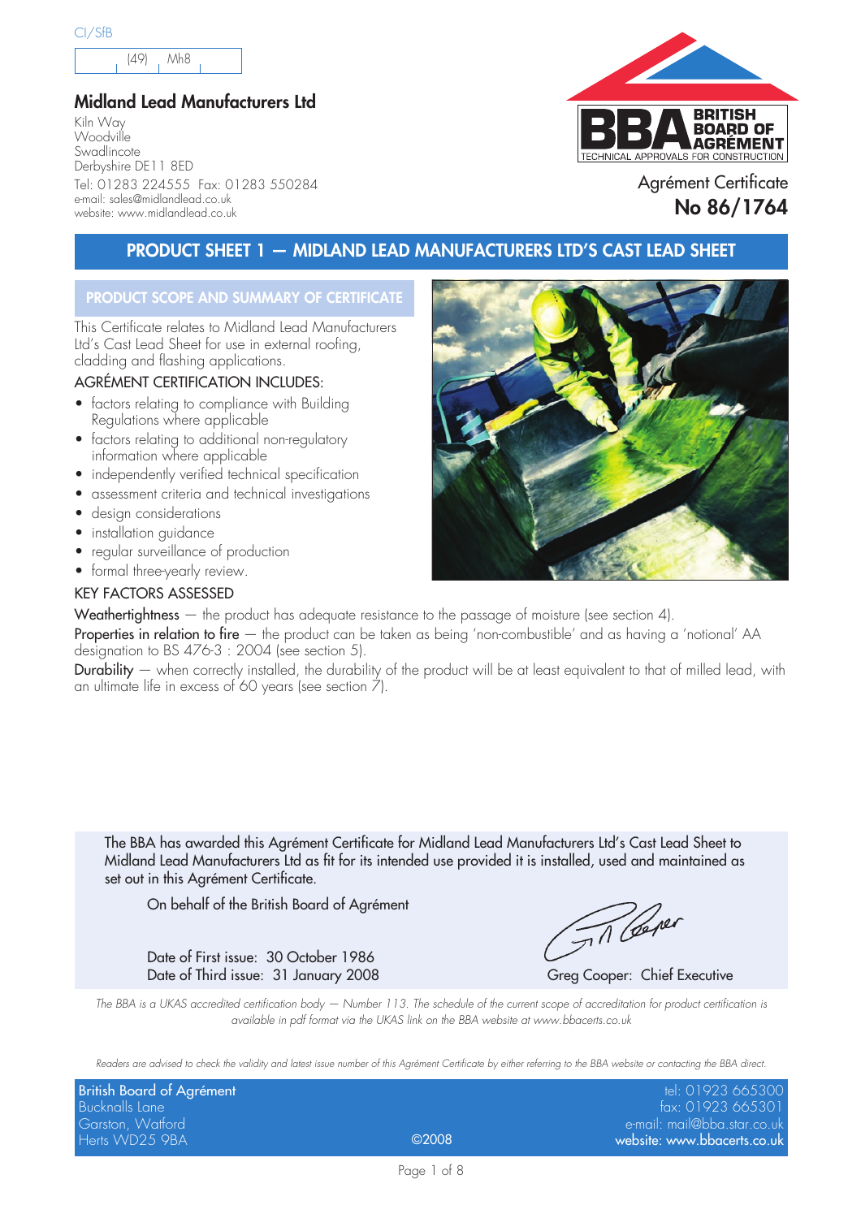CI/SfB

| (49) | Mh8 |
| --- | --- |

## Midland Lead Manufacturers Ltd

Kiln Way
Woodville
Swadlincote
Derbyshire DE11 8ED
Tel: 01283 224555 Fax: 01283 550284
e-mail: sales@midlandlead.co.uk
website: www.midlandlead.co.uk

BBA BRITISH BOARD OF AGRÉMENT
TECHNICAL APPROVALS FOR CONSTRUCTION

Agrément Certificate
**No 86/1764**

# PRODUCT SHEET 1 — MIDLAND LEAD MANUFACTURERS LTD'S CAST LEAD SHEET

## PRODUCT SCOPE AND SUMMARY OF CERTIFICATE

This Certificate relates to Midland Lead Manufacturers Ltd's Cast Lead Sheet for use in external roofing, cladding and flashing applications.

### AGRÉMENT CERTIFICATION INCLUDES:

- factors relating to compliance with Building Regulations where applicable
- factors relating to additional non-regulatory information where applicable
- independently verified technical specification
- assessment criteria and technical investigations
- design considerations
- installation guidance
- regular surveillance of production
- formal three-yearly review.

### KEY FACTORS ASSESSED

**Weathertightness** — the product has adequate resistance to the passage of moisture (see section 4).

**Properties in relation to fire** — the product can be taken as being 'non-combustible' and as having a 'notional' AA designation to BS 476-3 : 2004 (see section 5).

**Durability** — when correctly installed, the durability of the product will be at least equivalent to that of milled lead, with an ultimate life in excess of 60 years (see section 7).

The BBA has awarded this Agrément Certificate for Midland Lead Manufacturers Ltd's Cast Lead Sheet to Midland Lead Manufacturers Ltd as fit for its intended use provided it is installed, used and maintained as set out in this Agrément Certificate.

On behalf of the British Board of Agrément

Date of First issue: 30 October 1986
Date of Third issue: 31 January 2008

Greg Cooper: Chief Executive

*The BBA is a UKAS accredited certification body — Number 113. The schedule of the current scope of accreditation for product certification is available in pdf format via the UKAS link on the BBA website at www.bbacerts.co.uk*

*Readers are advised to check the validity and latest issue number of this Agrément Certificate by either referring to the BBA website or contacting the BBA direct.*

British Board of Agrément
Bucknalls Lane
Garston, Watford
Herts WD25 9BA

©2008

tel: 01923 665300
fax: 01923 665301
e-mail: mail@bba.star.co.uk
website: www.bbacerts.co.uk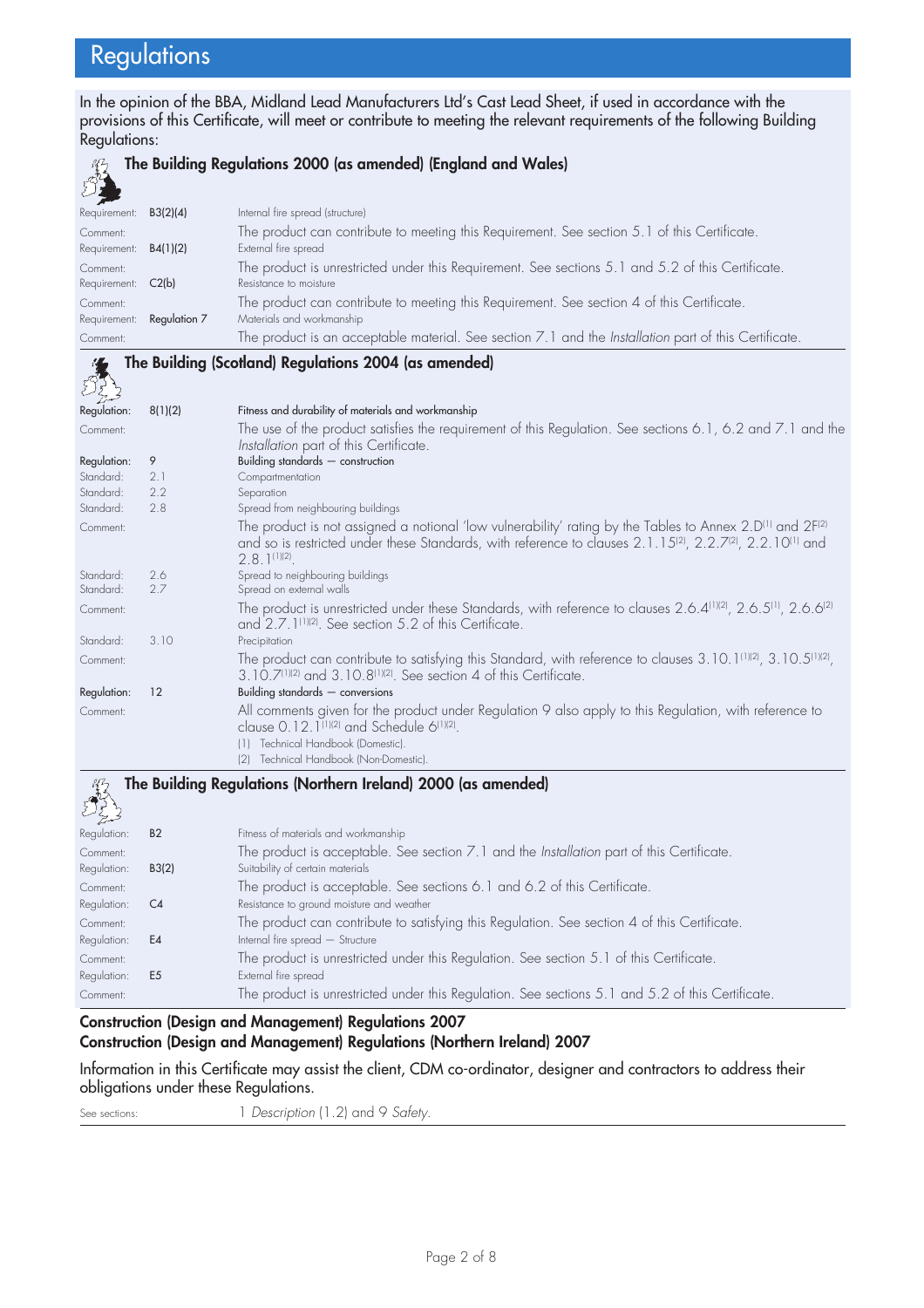## Regulations

In the opinion of the BBA, Midland Lead Manufacturers Ltd's Cast Lead Sheet, if used in accordance with the provisions of this Certificate, will meet or contribute to meeting the relevant requirements of the following Building Regulations:

### The Building Regulations 2000 (as amended) (England and Wales)

| | | |
|---|---|---|
| Requirement: | **B3(2)(4)** | Internal fire spread (structure) |
| Comment: | | The product can contribute to meeting this Requirement. See section 5.1 of this Certificate. |
| Requirement: | **B4(1)(2)** | External fire spread |
| Comment: | | The product is unrestricted under this Requirement. See sections 5.1 and 5.2 of this Certificate. |
| Requirement: | **C2(b)** | Resistance to moisture |
| Comment: | | The product can contribute to meeting this Requirement. See section 4 of this Certificate. |
| Requirement: | **Regulation 7** | Materials and workmanship |
| Comment: | | The product is an acceptable material. See section 7.1 and the *Installation* part of this Certificate. |

### The Building (Scotland) Regulations 2004 (as amended)

| | | |
|---|---|---|
| **Regulation:** | 8(1)(2) | Fitness and durability of materials and workmanship |
| Comment: | | The use of the product satisfies the requirement of this Regulation. See sections 6.1, 6.2 and 7.1 and the *Installation* part of this Certificate. |
| **Regulation:** | 9 | Building standards — construction |
| Standard: | 2.1 | Compartmentation |
| Standard: | 2.2 | Separation |
| Standard: | 2.8 | Spread from neighbouring buildings |
| Comment: | | The product is not assigned a notional 'low vulnerability' rating by the Tables to Annex 2.D[1] and 2F[2] and so is restricted under these Standards, with reference to clauses 2.1.15[2], 2.2.7[2], 2.2.10[1] and 2.8.1[1][2]. |
| Standard: | 2.6 | Spread to neighbouring buildings |
| Standard: | 2.7 | Spread on external walls |
| Comment: | | The product is unrestricted under these Standards, with reference to clauses 2.6.4[1][2], 2.6.5[1], 2.6.6[2] and 2.7.1[1][2]. See section 5.2 of this Certificate. |
| Standard: | 3.10 | Precipitation |
| Comment: | | The product can contribute to satisfying this Standard, with reference to clauses 3.10.1[1][2], 3.10.5[1][2], 3.10.7[1][2] and 3.10.8[1][2]. See section 4 of this Certificate. |
| **Regulation:** | 12 | Building standards — conversions |
| Comment: | | All comments given for the product under Regulation 9 also apply to this Regulation, with reference to clause 0.12.1[1][2] and Schedule 6[1][2]. |

(1) Technical Handbook (Domestic).
(2) Technical Handbook (Non-Domestic).

### The Building Regulations (Northern Ireland) 2000 (as amended)

| | | |
|---|---|---|
| Regulation: | **B2** | Fitness of materials and workmanship |
| Comment: | | The product is acceptable. See section 7.1 and the *Installation* part of this Certificate. |
| Regulation: | **B3(2)** | Suitability of certain materials |
| Comment: | | The product is acceptable. See sections 6.1 and 6.2 of this Certificate. |
| Regulation: | **C4** | Resistance to ground moisture and weather |
| Comment: | | The product can contribute to satisfying this Regulation. See section 4 of this Certificate. |
| Regulation: | **E4** | Internal fire spread — Structure |
| Comment: | | The product is unrestricted under this Regulation. See section 5.1 of this Certificate. |
| Regulation: | **E5** | External fire spread |
| Comment: | | The product is unrestricted under this Regulation. See sections 5.1 and 5.2 of this Certificate. |

### Construction (Design and Management) Regulations 2007
### Construction (Design and Management) Regulations (Northern Ireland) 2007

Information in this Certificate may assist the client, CDM co-ordinator, designer and contractors to address their obligations under these Regulations.

See sections: 1 *Description* (1.2) and 9 *Safety*.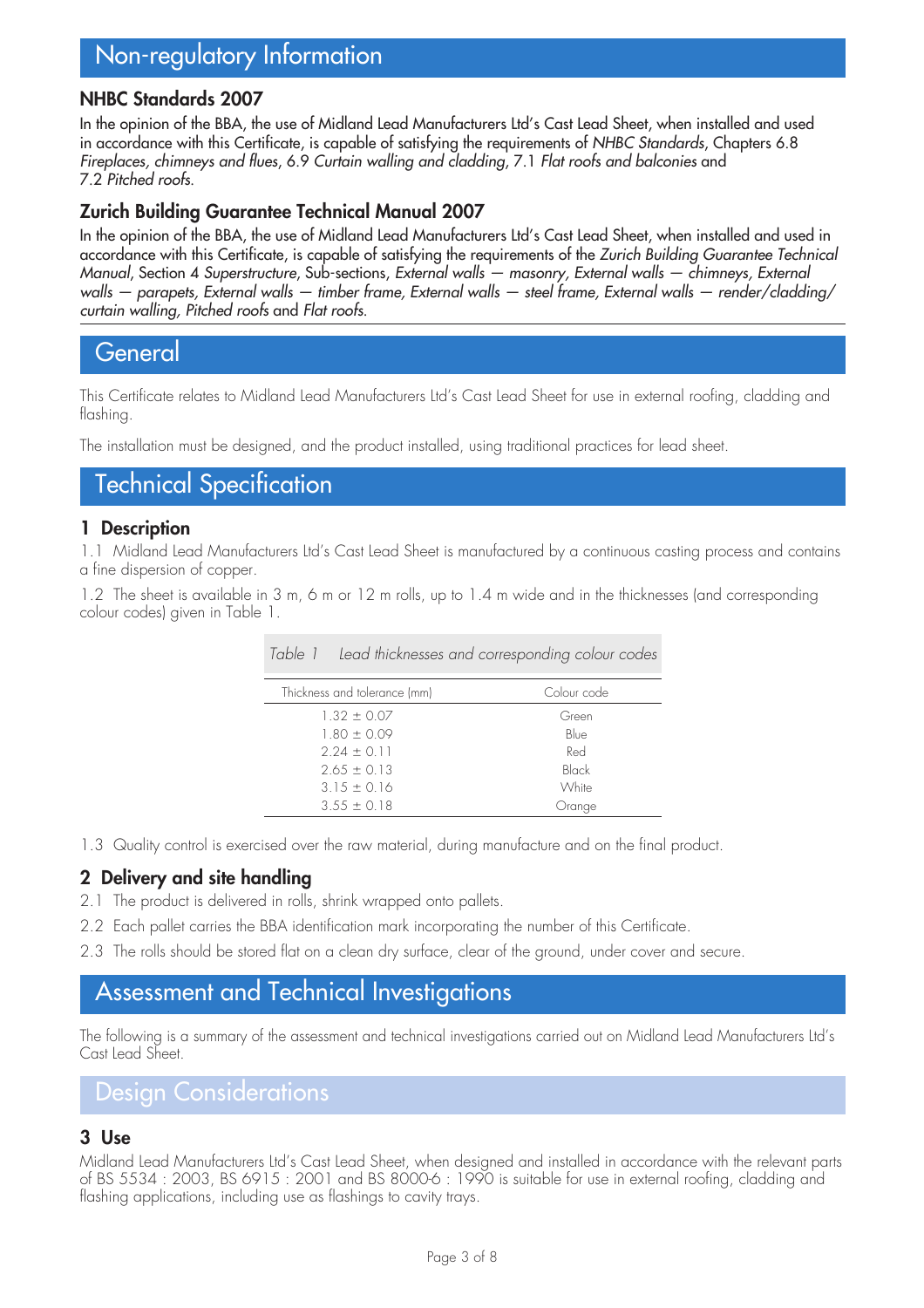# Non-regulatory Information

### NHBC Standards 2007

In the opinion of the BBA, the use of Midland Lead Manufacturers Ltd's Cast Lead Sheet, when installed and used in accordance with this Certificate, is capable of satisfying the requirements of *NHBC Standards*, Chapters 6.8 *Fireplaces, chimneys and flues*, 6.9 *Curtain walling and cladding*, 7.1 *Flat roofs and balconies* and 7.2 *Pitched roofs*.

### Zurich Building Guarantee Technical Manual 2007

In the opinion of the BBA, the use of Midland Lead Manufacturers Ltd's Cast Lead Sheet, when installed and used in accordance with this Certificate, is capable of satisfying the requirements of the *Zurich Building Guarantee Technical Manual*, Section 4 *Superstructure*, Sub-sections, *External walls — masonry, External walls — chimneys, External walls — parapets, External walls — timber frame, External walls — steel frame, External walls — render/cladding/ curtain walling, Pitched roofs* and *Flat roofs*.

# General

This Certificate relates to Midland Lead Manufacturers Ltd's Cast Lead Sheet for use in external roofing, cladding and flashing.

The installation must be designed, and the product installed, using traditional practices for lead sheet.

# Technical Specification

### 1 Description

1.1 Midland Lead Manufacturers Ltd's Cast Lead Sheet is manufactured by a continuous casting process and contains a fine dispersion of copper.

1.2 The sheet is available in 3 m, 6 m or 12 m rolls, up to 1.4 m wide and in the thicknesses (and corresponding colour codes) given in Table 1.

*Table 1 Lead thicknesses and corresponding colour codes*

| Thickness and tolerance (mm) | Colour code |
|---|---|
| 1.32 ± 0.07 | Green |
| 1.80 ± 0.09 | Blue |
| 2.24 ± 0.11 | Red |
| 2.65 ± 0.13 | Black |
| 3.15 ± 0.16 | White |
| 3.55 ± 0.18 | Orange |

1.3 Quality control is exercised over the raw material, during manufacture and on the final product.

### 2 Delivery and site handling

2.1 The product is delivered in rolls, shrink wrapped onto pallets.

2.2 Each pallet carries the BBA identification mark incorporating the number of this Certificate.

2.3 The rolls should be stored flat on a clean dry surface, clear of the ground, under cover and secure.

# Assessment and Technical Investigations

The following is a summary of the assessment and technical investigations carried out on Midland Lead Manufacturers Ltd's Cast Lead Sheet.

# Design Considerations

### 3 Use

Midland Lead Manufacturers Ltd's Cast Lead Sheet, when designed and installed in accordance with the relevant parts of BS 5534 : 2003, BS 6915 : 2001 and BS 8000-6 : 1990 is suitable for use in external roofing, cladding and flashing applications, including use as flashings to cavity trays.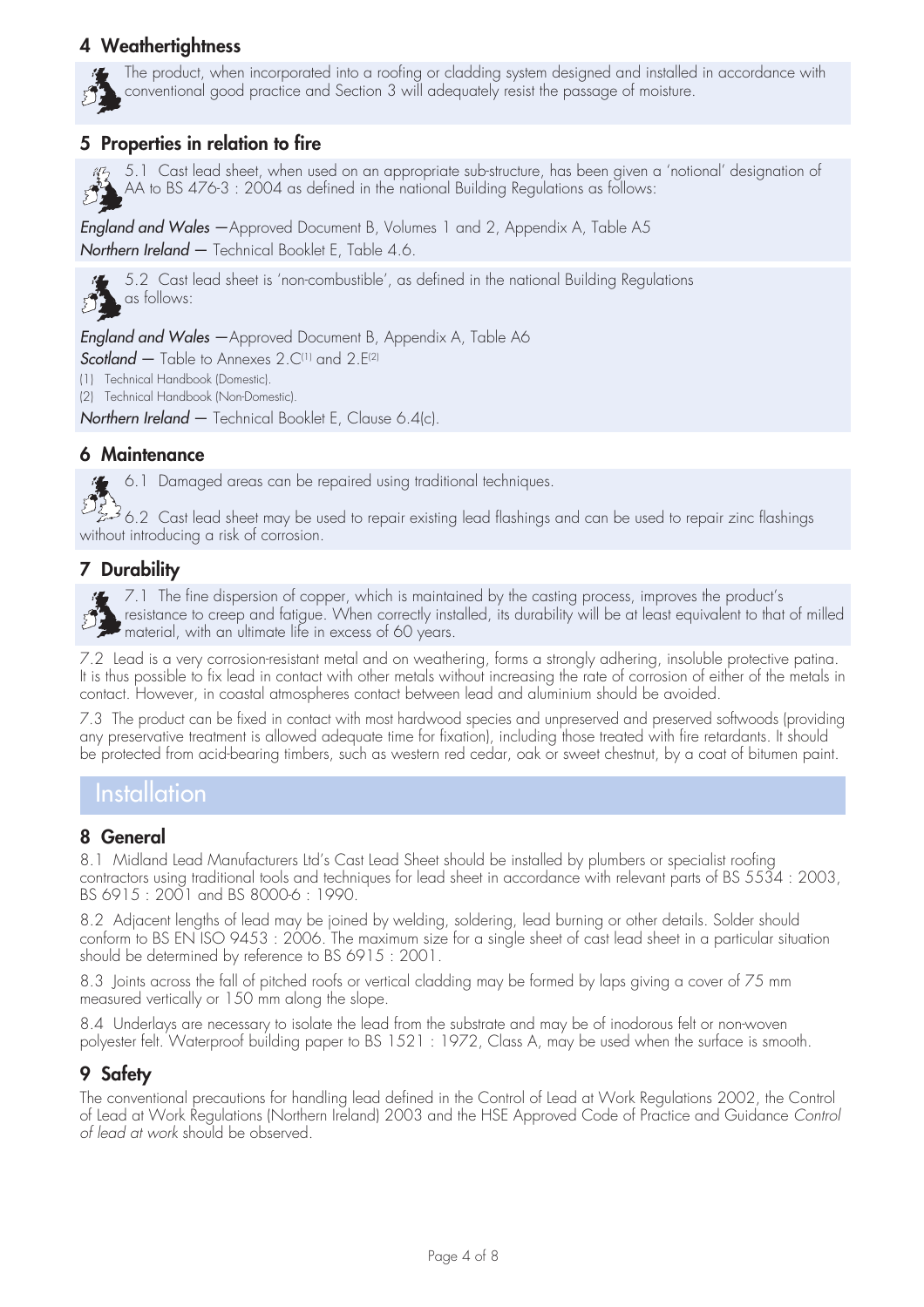## 4 Weathertightness

The product, when incorporated into a roofing or cladding system designed and installed in accordance with conventional good practice and Section 3 will adequately resist the passage of moisture.

## 5 Properties in relation to fire

5.1 Cast lead sheet, when used on an appropriate sub-structure, has been given a 'notional' designation of AA to BS 476-3 : 2004 as defined in the national Building Regulations as follows:

*England and Wales* — Approved Document B, Volumes 1 and 2, Appendix A, Table A5
*Northern Ireland* — Technical Booklet E, Table 4.6.

5.2 Cast lead sheet is 'non-combustible', as defined in the national Building Regulations as follows:

*England and Wales* — Approved Document B, Appendix A, Table A6
*Scotland* — Table to Annexes 2.C[1] and 2.E[2]

(1) Technical Handbook (Domestic).
(2) Technical Handbook (Non-Domestic).

*Northern Ireland* — Technical Booklet E, Clause 6.4(c).

## 6 Maintenance

6.1 Damaged areas can be repaired using traditional techniques.

6.2 Cast lead sheet may be used to repair existing lead flashings and can be used to repair zinc flashings without introducing a risk of corrosion.

## 7 Durability

7.1 The fine dispersion of copper, which is maintained by the casting process, improves the product's resistance to creep and fatigue. When correctly installed, its durability will be at least equivalent to that of milled material, with an ultimate life in excess of 60 years.

7.2 Lead is a very corrosion-resistant metal and on weathering, forms a strongly adhering, insoluble protective patina. It is thus possible to fix lead in contact with other metals without increasing the rate of corrosion of either of the metals in contact. However, in coastal atmospheres contact between lead and aluminium should be avoided.

7.3 The product can be fixed in contact with most hardwood species and unpreserved and preserved softwoods (providing any preservative treatment is allowed adequate time for fixation), including those treated with fire retardants. It should be protected from acid-bearing timbers, such as western red cedar, oak or sweet chestnut, by a coat of bitumen paint.

# Installation

## 8 General

8.1 Midland Lead Manufacturers Ltd's Cast Lead Sheet should be installed by plumbers or specialist roofing contractors using traditional tools and techniques for lead sheet in accordance with relevant parts of BS 5534 : 2003, BS 6915 : 2001 and BS 8000-6 : 1990.

8.2 Adjacent lengths of lead may be joined by welding, soldering, lead burning or other details. Solder should conform to BS EN ISO 9453 : 2006. The maximum size for a single sheet of cast lead sheet in a particular situation should be determined by reference to BS 6915 : 2001.

8.3 Joints across the fall of pitched roofs or vertical cladding may be formed by laps giving a cover of 75 mm measured vertically or 150 mm along the slope.

8.4 Underlays are necessary to isolate the lead from the substrate and may be of inodorous felt or non-woven polyester felt. Waterproof building paper to BS 1521 : 1972, Class A, may be used when the surface is smooth.

## 9 Safety

The conventional precautions for handling lead defined in the Control of Lead at Work Regulations 2002, the Control of Lead at Work Regulations (Northern Ireland) 2003 and the HSE Approved Code of Practice and Guidance *Control of lead at work* should be observed.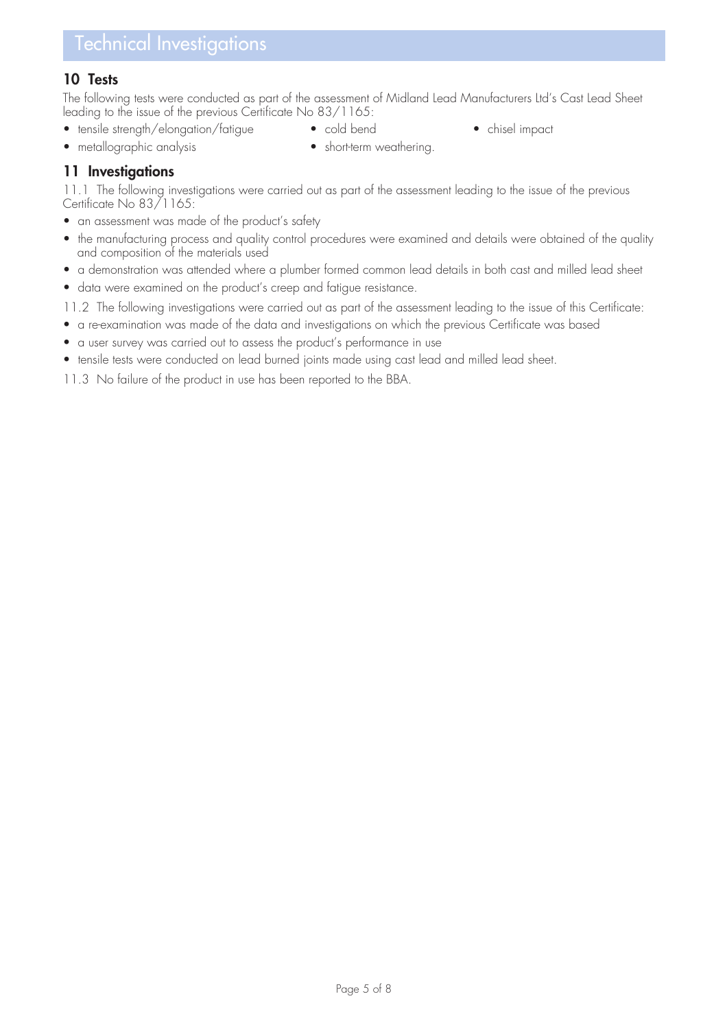# Technical Investigations

## 10 Tests

The following tests were conducted as part of the assessment of Midland Lead Manufacturers Ltd's Cast Lead Sheet leading to the issue of the previous Certificate No 83/1165:

- tensile strength/elongation/fatigue
- cold bend
- chisel impact
- metallographic analysis
- short-term weathering.

## 11 Investigations

11.1 The following investigations were carried out as part of the assessment leading to the issue of the previous Certificate No 83/1165:

- an assessment was made of the product's safety
- the manufacturing process and quality control procedures were examined and details were obtained of the quality and composition of the materials used
- a demonstration was attended where a plumber formed common lead details in both cast and milled lead sheet
- data were examined on the product's creep and fatigue resistance.

11.2 The following investigations were carried out as part of the assessment leading to the issue of this Certificate:

- a re-examination was made of the data and investigations on which the previous Certificate was based
- a user survey was carried out to assess the product's performance in use
- tensile tests were conducted on lead burned joints made using cast lead and milled lead sheet.

11.3 No failure of the product in use has been reported to the BBA.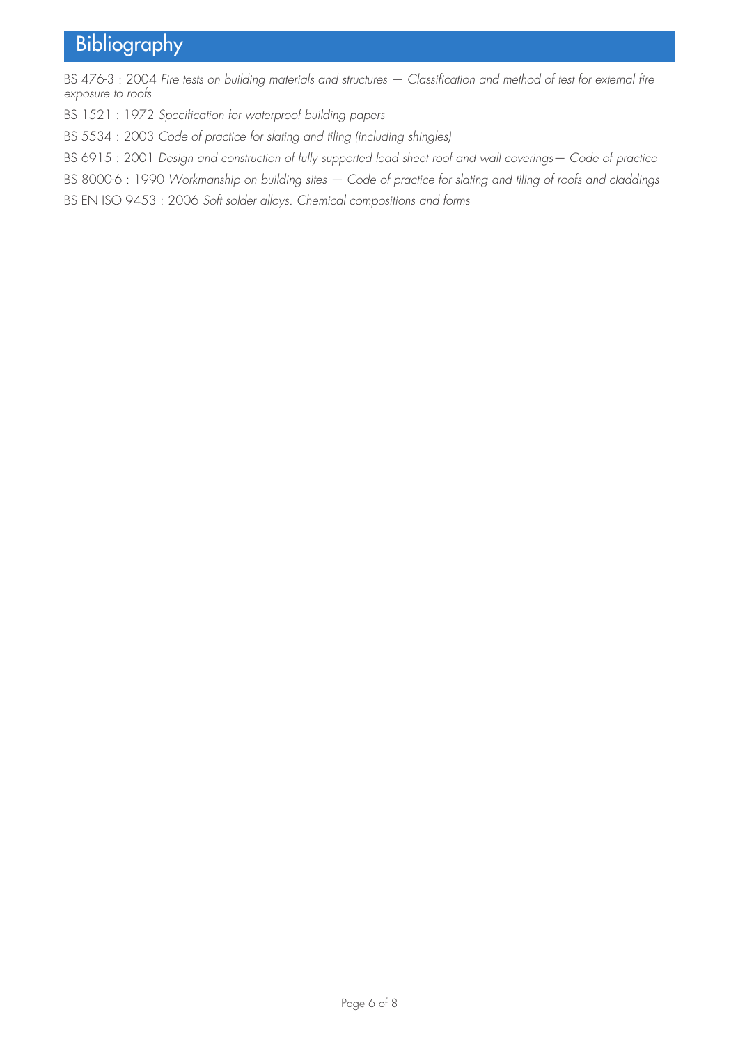# Bibliography

BS 476-3 : 2004 *Fire tests on building materials and structures — Classification and method of test for external fire exposure to roofs*

BS 1521 : 1972 *Specification for waterproof building papers*

BS 5534 : 2003 *Code of practice for slating and tiling (including shingles)*

BS 6915 : 2001 *Design and construction of fully supported lead sheet roof and wall coverings— Code of practice*

BS 8000-6 : 1990 *Workmanship on building sites — Code of practice for slating and tiling of roofs and claddings*

BS EN ISO 9453 : 2006 *Soft solder alloys. Chemical compositions and forms*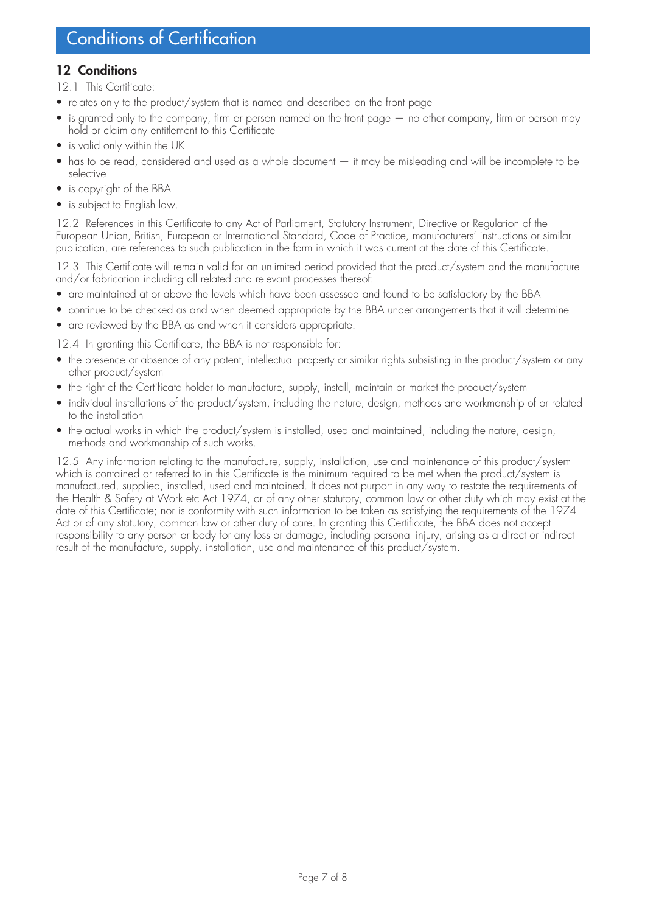# Conditions of Certification

## 12 Conditions

12.1 This Certificate:

- relates only to the product/system that is named and described on the front page
- is granted only to the company, firm or person named on the front page — no other company, firm or person may hold or claim any entitlement to this Certificate
- is valid only within the UK
- has to be read, considered and used as a whole document — it may be misleading and will be incomplete to be selective
- is copyright of the BBA
- is subject to English law.

12.2 References in this Certificate to any Act of Parliament, Statutory Instrument, Directive or Regulation of the European Union, British, European or International Standard, Code of Practice, manufacturers' instructions or similar publication, are references to such publication in the form in which it was current at the date of this Certificate.

12.3 This Certificate will remain valid for an unlimited period provided that the product/system and the manufacture and/or fabrication including all related and relevant processes thereof:

- are maintained at or above the levels which have been assessed and found to be satisfactory by the BBA
- continue to be checked as and when deemed appropriate by the BBA under arrangements that it will determine
- are reviewed by the BBA as and when it considers appropriate.

12.4 In granting this Certificate, the BBA is not responsible for:

- the presence or absence of any patent, intellectual property or similar rights subsisting in the product/system or any other product/system
- the right of the Certificate holder to manufacture, supply, install, maintain or market the product/system
- individual installations of the product/system, including the nature, design, methods and workmanship of or related to the installation
- the actual works in which the product/system is installed, used and maintained, including the nature, design, methods and workmanship of such works.

12.5 Any information relating to the manufacture, supply, installation, use and maintenance of this product/system which is contained or referred to in this Certificate is the minimum required to be met when the product/system is manufactured, supplied, installed, used and maintained. It does not purport in any way to restate the requirements of the Health & Safety at Work etc Act 1974, or of any other statutory, common law or other duty which may exist at the date of this Certificate; nor is conformity with such information to be taken as satisfying the requirements of the 1974 Act or of any statutory, common law or other duty of care. In granting this Certificate, the BBA does not accept responsibility to any person or body for any loss or damage, including personal injury, arising as a direct or indirect result of the manufacture, supply, installation, use and maintenance of this product/system.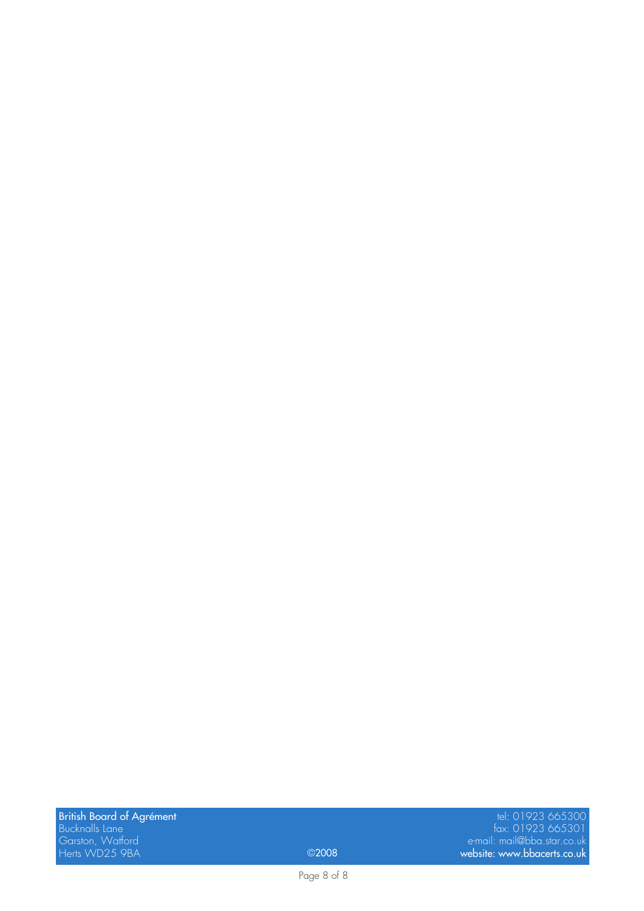**British Board of Agrément**
Bucknalls Lane
Garston, Watford
Herts WD25 9BA

©2008

tel: 01923 665300
fax: 01923 665301
e-mail: mail@bba.star.co.uk
**website: www.bbacerts.co.uk**